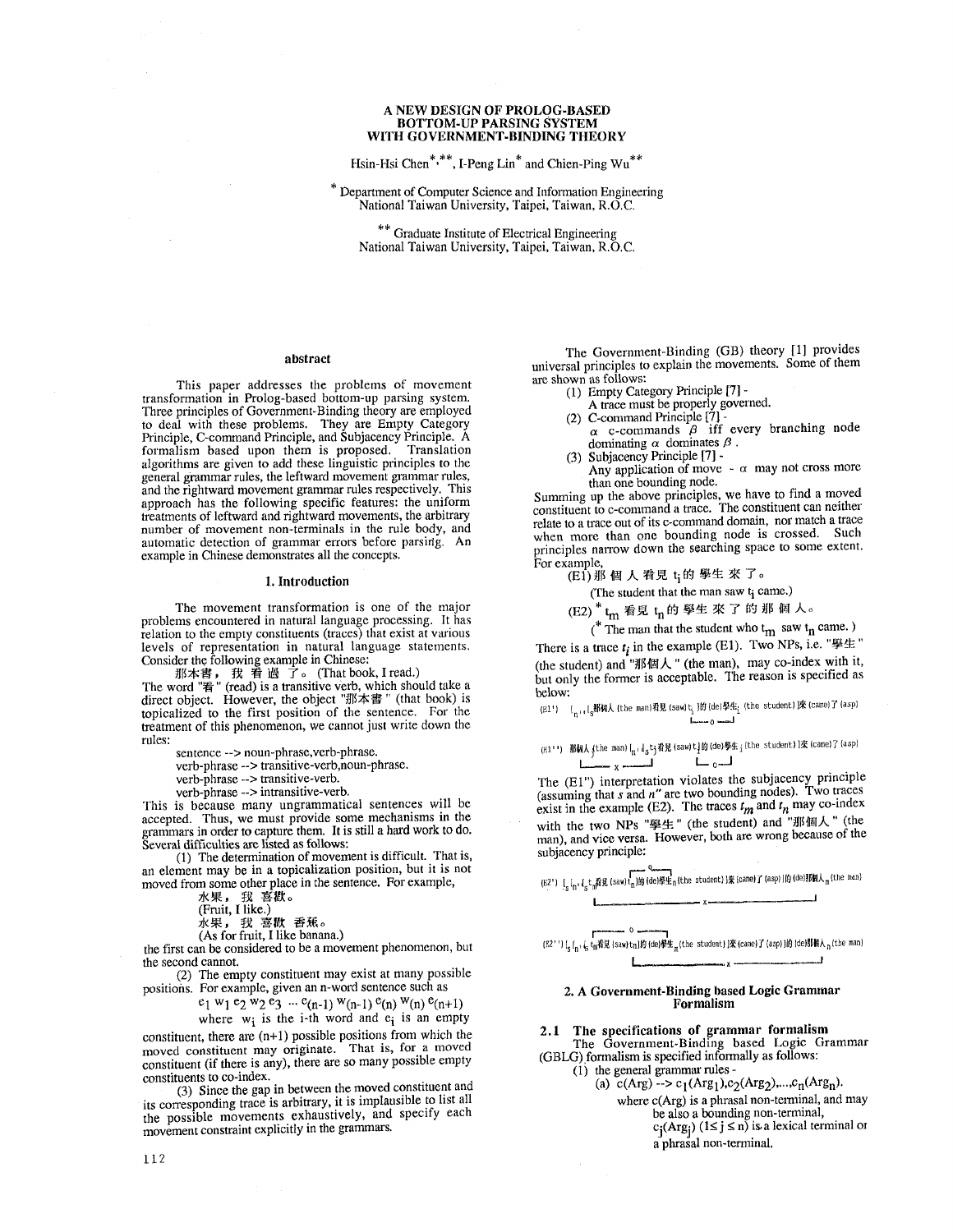# A NEW DESIGN OF PROLOG-BASED BOTTOM-UP PARSING SYSTEM WITH GOVERNMENT-BINDING THEORY

Hsin-Hsi Chen[*,**], I-Peng Lin[*] and Chien-Ping Wu[**]

[*] Department of Computer Science and Information Engineering
National Taiwan University, Taipei, Taiwan, R.O.C.

[**] Graduate Institute of Electrical Engineering
National Taiwan University, Taipei, Taiwan, R.O.C.

## abstract

This paper addresses the problems of movement transformation in Prolog-based bottom-up parsing system. Three principles of Government-Binding theory are employed to deal with these problems. They are Empty Category Principle, C-command Principle, and Subjacency Principle. A formalism based upon them is proposed. Translation algorithms are given to add these linguistic principles to the general grammar rules, the leftward movement grammar rules, and the rightward movement grammar rules respectively. This approach has the following specific features: the uniform treatments of leftward and rightward movements, the arbitrary number of movement non-terminals in the rule body, and automatic detection of grammar errors before parsing. An example in Chinese demonstrates all the concepts.

## 1. Introduction

The movement transformation is one of the major problems encountered in natural language processing. It has relation to the empty constituents (traces) that exist at various levels of representation in natural language statements. Consider the following example in Chinese:

那本書， 我 看 過 了。 (That book, I read.)

The word "看" (read) is a transitive verb, which should take a direct object. However, the object "那本書" (that book) is topicalized to the first position of the sentence. For the treatment of this phenomenon, we cannot just write down the rules:

sentence --> noun-phrase,verb-phrase.
verb-phrase --> transitive-verb,noun-phrase.
verb-phrase --> transitive-verb.
verb-phrase --> intransitive-verb.

This is because many ungrammatical sentences will be accepted. Thus, we must provide some mechanisms in the grammars in order to capture them. It is still a hard work to do. Several difficulties are listed as follows:

(1) The determination of movement is difficult. That is, an element may be in a topicalization position, but it is not moved from some other place in the sentence. For example,

水果， 我 喜歡。
(Fruit, I like.)
水果， 我 喜歡 香蕉。
(As for fruit, I like banana.)

the first can be considered to be a movement phenomenon, but the second cannot.

(2) The empty constituent may exist at many possible positions. For example, given an n-word sentence such as

$e_1\ w_1\ e_2\ w_2\ e_3\ \cdots\ e_{(n-1)}\ w_{(n-1)}\ e_{(n)}\ w_{(n)}\ e_{(n+1)}$

where $w_i$ is the i-th word and $e_i$ is an empty constituent, there are (n+1) possible positions from which the moved constituent may originate. That is, for a moved constituent (if there is any), there are so many possible empty constituents to co-index.

(3) Since the gap in between the moved constituent and its corresponding trace is arbitrary, it is implausible to list all the possible movements exhaustively, and specify each movement constraint explicitly in the grammars.

The Government-Binding (GB) theory [1] provides universal principles to explain the movements. Some of them are shown as follows:

(1) Empty Category Principle [7] -
A trace must be properly governed.
(2) C-command Principle [7] -
$\alpha$ c-commands $\beta$ iff every branching node dominating $\alpha$ dominates $\beta$.
(3) Subjacency Principle [7] -
Any application of move - $\alpha$ may not cross more than one bounding node.

Summing up the above principles, we have to find a moved constituent to c-command a trace. The constituent can neither relate to a trace out of its c-command domain, nor match a trace when more than one bounding node is crossed. Such principles narrow down the searching space to some extent. For example,

(E1) 那 個 人 看見 $t_i$ 的 學生 來 了。
(The student that the man saw $t_i$ came.)

(E2) * $t_m$ 看見 $t_n$ 的 學生 來 了 的 那 個 人。
(* The man that the student who $t_m$ saw $t_n$ came.)

There is a trace $t_i$ in the example (E1). Two NPs, i.e. "學生" (the student) and "那個人" (the man), may co-index with it, but only the former is acceptable. The reason is specified as below:

(E1') $[_{n''}[_s$那個人 (the man)看見 (saw)$t_i$ ]的 (de)學生$_i$ (the student)]來 (came)了 (asp)
(o)

(E1'') 那個人$_i$(the man) $[_{n''}[_s t_i$看見 (saw)$t_j$]的 (de)學生$_j$ (the student)]來 (came)了 (asp)
(x) (o)

The (E1'') interpretation violates the subjacency principle (assuming that $s$ and $n''$ are two bounding nodes). Two traces exist in the example (E2). The traces $t_m$ and $t_n$ may co-index with the two NPs "學生" (the student) and "那個人" (the man), and vice versa. However, both are wrong because of the subjacency principle:

(E2') $[_s[_{n''}[_s t_n$看見 (saw)$t_m$]的 (de)學生$_m$(the student)]來 (came)了 (asp)]的 (de)那個人$_n$(the man)
(o) (x)

(E2'') $[_s[_{n''}[_s t_m$看見 (saw)$t_n$]的 (de)學生$_n$(the student)]來 (came)了 (asp)]的 (de)那個人$_m$(the man)
(o) (x)

## 2. A Government-Binding based Logic Grammar Formalism

### 2.1 The specifications of grammar formalism

The Government-Binding based Logic Grammar (GBLG) formalism is specified informally as follows:

(1) the general grammar rules -
(a) $c(Arg) \dashrightarrow c_1(Arg_1),c_2(Arg_2),\ldots,c_n(Arg_n)$.
where c(Arg) is a phrasal non-terminal, and may be also a bounding non-terminal,
$c_j(Arg_j)$ $(1 \le j \le n)$ is a lexical terminal or a phrasal non-terminal.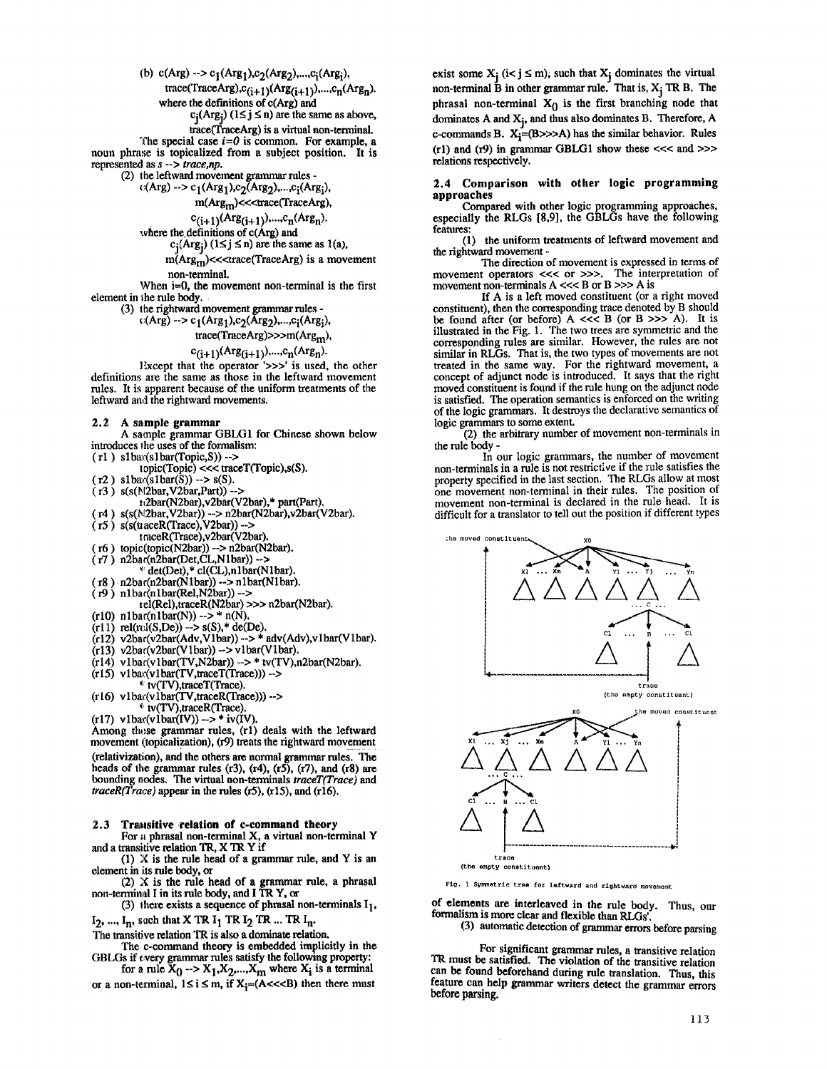(b) c(Arg) --> $c_1(Arg_1), c_2(Arg_2), ..., c_i(Arg_i)$, trace(TraceArg), $c_{(i+1)}(Arg_{(i+1)}), ..., c_n(Arg_n)$.

where the definitions of c(Arg) and $c_j(Arg_j)$ $(1 \leq j \leq n)$ are the same as above, trace(TraceArg) is a virtual non-terminal.

The special case $i=0$ is common. For example, a noun phrase is topicalized from a subject position. It is represented as *s --> trace,np*.

(2) the leftward movement grammar rules -

c(Arg) --> $c_1(Arg_1), c_2(Arg_2), ..., c_i(Arg_i)$, $m(Arg_m)$<<<trace(TraceArg), $c_{(i+1)}(Arg_{(i+1)}), ..., c_n(Arg_n)$.

where the definitions of c(Arg) and $c_j(Arg_j)$ $(1 \leq j \leq n)$ are the same as 1(a), $m(Arg_m)$<<<trace(TraceArg) is a movement non-terminal.

When i=0, the movement non-terminal is the first element in the rule body.

(3) the rightward movement grammar rules -

c(Arg) --> $c_1(Arg_1), c_2(Arg_2), ..., c_i(Arg_i)$, trace(TraceArg)>>>$m(Arg_m)$, $c_{(i+1)}(Arg_{(i+1)}), ..., c_n(Arg_n)$.

Except that the operator '>>>' is used, the other definitions are the same as those in the leftward movement rules. It is apparent because of the uniform treatments of the leftward and the rightward movements.

### 2.2 A sample grammar

A sample grammar GBLG1 for Chinese shown below introduces the uses of the formalism:

```
( r1 ) s1bar(s1bar(Topic,S)) -->
          topic(Topic) <<< traceT(Topic),s(S).
( r2 ) s1bar(s1bar(S)) --> s(S).
( r3 ) s(s(N2bar,V2bar,Part)) -->
          n2bar(N2bar),v2bar(V2bar),* part(Part).
( r4 ) s(s(N2bar,V2bar)) --> n2bar(N2bar),v2bar(V2bar).
( r5 ) s(s(traceR(Trace),V2bar)) -->
          traceR(Trace),v2bar(V2bar).
( r6 ) topic(topic(N2bar)) --> n2bar(N2bar).
( r7 ) n2bar(n2bar(Det,CL,N1bar)) -->
          * det(Det),* cl(CL),n1bar(N1bar).
( r8 ) n2bar(n2bar(N1bar)) --> n1bar(N1bar).
( r9 ) n1bar(n1bar(Rel,N2bar)) -->
          rel(Rel),traceR(N2bar) >>> n2bar(N2bar).
(r10) n1bar(n1bar(N)) --> * n(N).
(r11) rel(rel(S,De)) --> s(S),* de(De).
(r12) v2bar(v2bar(Adv,V1bar)) --> * adv(Adv),v1bar(V1bar).
(r13) v2bar(v2bar(V1bar)) --> v1bar(V1bar).
(r14) v1bar(v1bar(TV,N2bar)) --> * tv(TV),n2bar(N2bar).
(r15) v1bar(v1bar(TV,traceT(Trace))) -->
          * tv(TV),traceT(Trace).
(r16) v1bar(v1bar(TV,traceR(Trace))) -->
          * tv(TV),traceR(Trace).
(r17) v1bar(v1bar(IV)) --> * iv(IV).
```

Among these grammar rules, (r1) deals with the leftward movement (topicalization), (r9) treats the rightward movement (relativization), and the others are normal grammar rules. The heads of the grammar rules (r3), (r4), (r5), (r7), and (r8) are bounding nodes. The virtual non-terminals *traceT(Trace)* and *traceR(Trace)* appear in the rules (r5), (r15), and (r16).

### 2.3 Transitive relation of c-command theory

For a phrasal non-terminal X, a virtual non-terminal Y and a transitive relation TR, X TR Y if

(1) X is the rule head of a grammar rule, and Y is an element in its rule body, or

(2) X is the rule head of a grammar rule, a phrasal non-terminal I in its rule body, and I TR Y, or

(3) there exists a sequence of phrasal non-terminals $I_1, I_2, ..., I_n$, such that X TR $I_1$ TR $I_2$ TR ... TR $I_n$.

The transitive relation TR is also a dominate relation.

The c-command theory is embedded implicitly in the GBLGs if every grammar rules satisfy the following property:

for a rule $X_0 \rightarrow X_1, X_2, ..., X_m$ where $X_i$ is a terminal or a non-terminal, $1 \leq i \leq m$, if $X_i$=(A<<<B) then there must exist some $X_j$ $(i < j \leq m)$, such that $X_j$ dominates the virtual non-terminal B in other grammar rule. That is, $X_j$ TR B. The phrasal non-terminal $X_0$ is the first branching node that dominates A and $X_j$, and thus also dominates B. Therefore, A c-commands B. $X_i$=(B>>>A) has the similar behavior. Rules (r1) and (r9) in grammar GBLG1 show these <<< and >>> relations respectively.

### 2.4 Comparison with other logic programming approaches

Compared with other logic programming approaches, especially the RLGs [8,9], the GBLGs have the following features:

(1) the uniform treatments of leftward movement and the rightward movement -

The direction of movement is expressed in terms of movement operators <<< or >>>. The interpretation of movement non-terminals A <<< B or B >>> A is

If A is a left moved constituent (or a right moved constituent), then the corresponding trace denoted by B should be found after (or before) A <<< B (or B >>> A). It is illustrated in the Fig. 1. The two trees are symmetric and the corresponding rules are similar. However, the rules are not similar in RLGs. That is, the two types of movements are not treated in the same way. For the rightward movement, a concept of adjunct node is introduced. It says that the right moved constituent is found if the rule hung on the adjunct node is satisfied. The operation semantics is enforced on the writing of the logic grammars. It destroys the declarative semantics of logic grammars to some extent.

(2) the arbitrary number of movement non-terminals in the rule body -

In our logic grammars, the number of movement non-terminals in a rule is not restrictive if the rule satisfies the property specified in the last section. The RLGs allow at most one movement non-terminal in their rules. The position of movement non-terminal is declared in the rule head. It is difficult for a translator to tell out the position if different types of elements are interleaved in the rule body. Thus, our formalism is more clear and flexible than RLGs'.

Fig. 1 Symmetric tree for leftward and rightward movement

(3) automatic detection of grammar errors before parsing

For significant grammar rules, a transitive relation TR must be satisfied. The violation of the transitive relation can be found beforehand during rule translation. Thus, this feature can help grammar writers detect the grammar errors before parsing.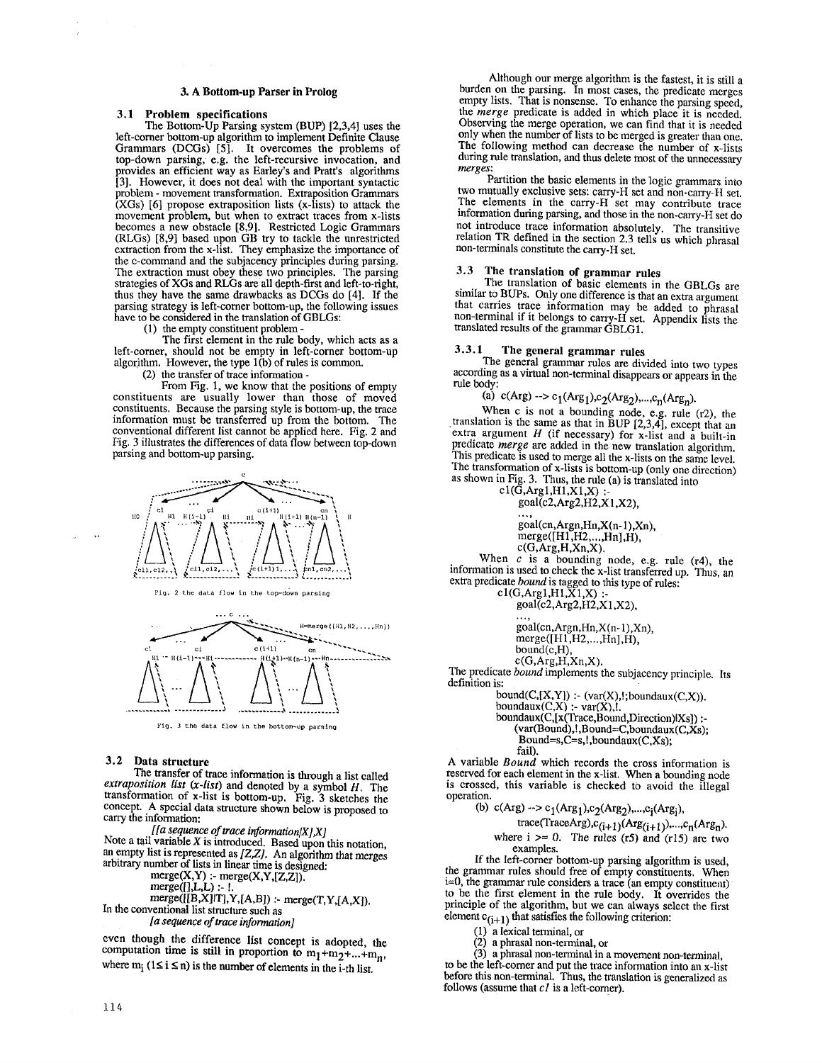## 3. A Bottom-up Parser in Prolog

### 3.1 Problem specifications

The Bottom-Up Parsing system (BUP) [2,3,4] uses the left-corner bottom-up algorithm to implement Definite Clause Grammars (DCGs) [5]. It overcomes the problems of top-down parsing, e.g. the left-recursive invocation, and provides an efficient way as Earley's and Pratt's algorithms [3]. However, it does not deal with the important syntactic problem - movement transformation. Extraposition Grammars (XGs) [6] propose extraposition lists (x-lists) to attack the movement problem, but when to extract traces from x-lists becomes a new obstacle [8,9]. Restricted Logic Grammars (RLGs) [8,9] based upon GB try to tackle the unrestricted extraction from the x-list. They emphasize the importance of the c-command and the subjacency principles during parsing. The extraction must obey these two principles. The parsing strategies of XGs and RLGs are all depth-first and left-to-right, thus they have the same drawbacks as DCGs do [4]. If the parsing strategy is left-corner bottom-up, the following issues have to be considered in the translation of GBLGs:

(1) the empty constituent problem -

The first element in the rule body, which acts as a left-corner, should not be empty in left-corner bottom-up algorithm. However, the type 1(b) of rules is common.

(2) the transfer of trace information -

From Fig. 1, we know that the positions of empty constituents are usually lower than those of moved constituents. Because the parsing style is bottom-up, the trace information must be transferred up from the bottom. The conventional different list cannot be applied here. Fig. 2 and Fig. 3 illustrates the differences of data flow between top-down parsing and bottom-up parsing.

Fig. 2 the data flow in the top-down parsing

Fig. 3 the data flow in the bottom-up parsing

### 3.2 Data structure

The transfer of trace information is through a list called *extraposition list (x-list)* and denoted by a symbol *H*. The transformation of x-list is bottom-up. Fig. 3 sketches the concept. A special data structure shown below is proposed to carry the information:

*[[a sequence of trace information|X],X]*

Note a tail variable *X* is introduced. Based upon this notation, an empty list is represented as *[Z,Z]*. An algorithm that merges arbitrary number of lists in linear time is designed:

```
merge(X,Y) :- merge(X,Y,[Z,Z]).
merge([],L,L) :- !.
merge([[B,X]|T],Y,[A,B]) :- merge(T,Y,[A,X]).
```

In the conventional list structure such as

*[a sequence of trace information]*

even though the difference list concept is adopted, the computation time is still in proportion to $m_1+m_2+...+m_n$, where $m_i$ $(1 \le i \le n)$ is the number of elements in the i-th list.

Although our merge algorithm is the fastest, it is still a burden on the parsing. In most cases, the predicate merges empty lists. That is nonsense. To enhance the parsing speed, the *merge* predicate is added in which place it is needed. Observing the merge operation, we can find that it is needed only when the number of lists to be merged is greater than one. The following method can decrease the number of x-lists during rule translation, and thus delete most of the unnecessary *merges*:

Partition the basic elements in the logic grammars into two mutually exclusive sets: carry-H set and non-carry-H set. The elements in the carry-H set may contribute trace information during parsing, and those in the non-carry-H set do not introduce trace information absolutely. The transitive relation TR defined in the section 2.3 tells us which phrasal non-terminals constitute the carry-H set.

### 3.3 The translation of grammar rules

The translation of basic elements in the GBLGs are similar to BUPs. Only one difference is that an extra argument that carries trace information may be added to phrasal non-terminal if it belongs to carry-H set. Appendix lists the translated results of the grammar GBLG1.

#### 3.3.1 The general grammar rules

The general grammar rules are divided into two types according as a virtual non-terminal disappears or appears in the rule body:

(a) $c(Arg) \text{ --> } c_1(Arg_1),c_2(Arg_2),...,c_n(Arg_n)$.

When c is not a bounding node, e.g. rule (r2), the translation is the same as that in BUP [2,3,4], except that an extra argument *H* (if necessary) for x-list and a built-in predicate *merge* are added in the new translation algorithm. This predicate is used to merge all the x-lists on the same level. The transformation of x-lists is bottom-up (only one direction) as shown in Fig. 3. Thus, the rule (a) is translated into

```
c1(G,Arg1,H1,X1,X) :-
    goal(c2,Arg2,H2,X1,X2),
    ...,
    goal(cn,Argn,Hn,X(n-1),Xn),
    merge([H1,H2,...,Hn],H),
    c(G,Arg,H,Xn,X).
```

When *c* is a bounding node, e.g. rule (r4), the information is used to check the x-list transferred up. Thus, an extra predicate *bound* is tagged to this type of rules:

```
c1(G,Arg1,H1,X1,X) :-
    goal(c2,Arg2,H2,X1,X2),
    ...,
    goal(cn,Argn,Hn,X(n-1),Xn),
    merge([H1,H2,...,Hn],H),
    bound(c,H),
    c(G,Arg,H,Xn,X).
```

The predicate *bound* implements the subjacency principle. Its definition is:

```
bound(C,[X,Y]) :- (var(X),!;boundaux(C,X)).
boundaux(C,X) :- var(X),!.
boundaux(C,[x(Trace,Bound,Direction)|Xs]) :-
    (var(Bound),!,Bound=C,boundaux(C,Xs);
     Bound=s,C=s,!,boundaux(C,Xs);
     fail).
```

A variable *Bound* which records the cross information is reserved for each element in the x-list. When a bounding node is crossed, this variable is checked to avoid the illegal operation.

(b) $c(Arg) \text{ --> } c_1(Arg_1),c_2(Arg_2),...,c_i(Arg_i),$ $trace(TraceArg),c_{(i+1)}(Arg_{(i+1)}),...,c_n(Arg_n)$.

where $i \ge 0$. The rules (r5) and (r15) are two examples.

If the left-corner bottom-up parsing algorithm is used, the grammar rules should free of empty constituents. When i=0, the grammar rule considers a trace (an empty constituent) to be the first element in the rule body. It overrides the principle of the algorithm, but we can always select the first element $c_{(i+1)}$ that satisfies the following criterion:

(1) a lexical terminal, or
(2) a phrasal non-terminal, or
(3) a phrasal non-terminal in a movement non-terminal,

to be the left-corner and put the trace information into an x-list before this non-terminal. Thus, the translation is generalized as follows (assume that *c1* is a left-corner).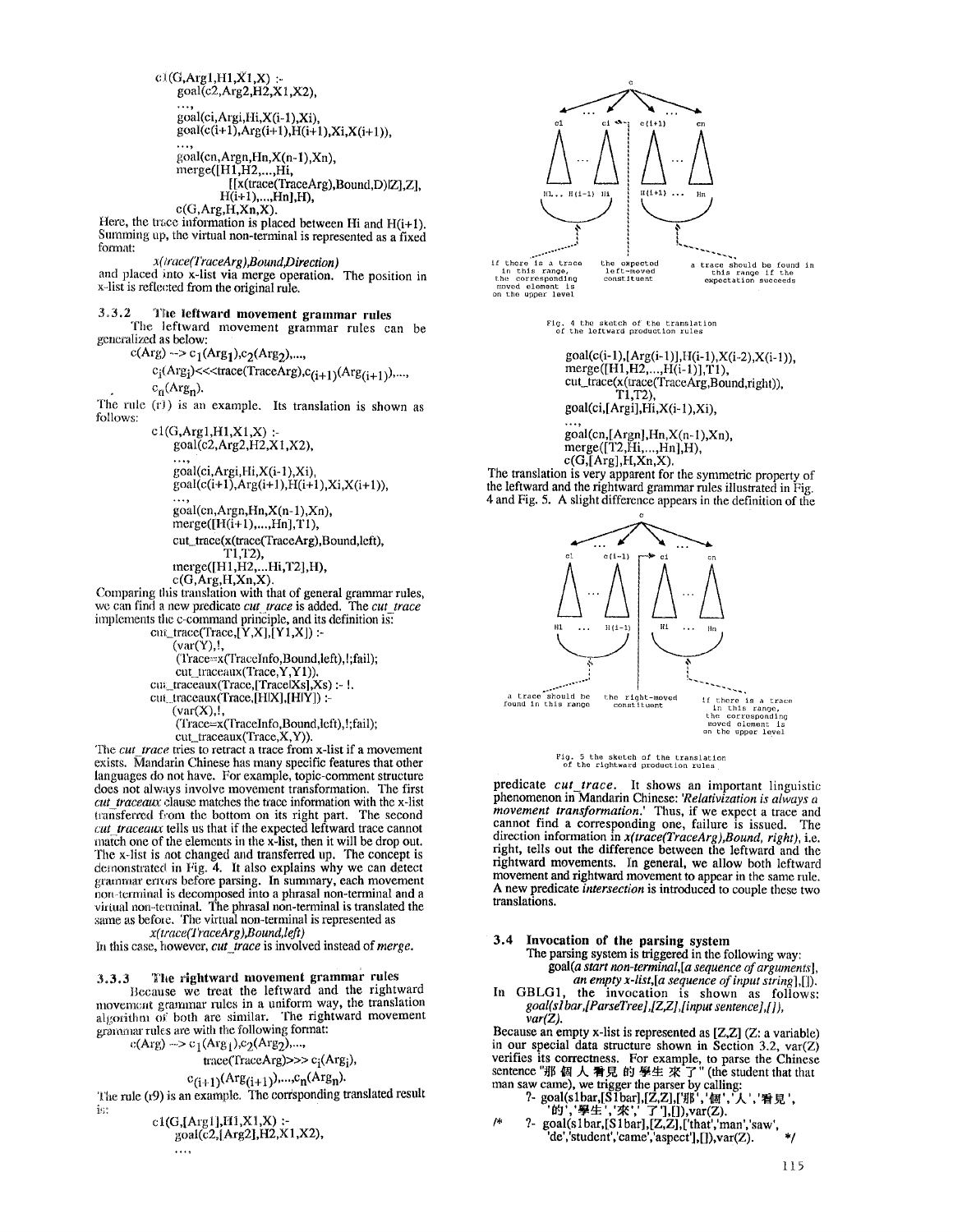```
c1(G,Arg1,H1,X1,X) :-
    goal(c2,Arg2,H2,X1,X2),
    ...,
    goal(ci,Argi,Hi,X(i-1),Xi),
    goal(c(i+1),Arg(i+1),H(i+1),Xi,X(i+1)),
    ...,
    goal(cn,Argn,Hn,X(n-1),Xn),
    merge([H1,H2,...,Hi,
          [[x(trace(TraceArg),Bound,D)|Z],Z],
          H(i+1),...,Hn],H),
    c(G,Arg,H,Xn,X).
```

Here, the trace information is placed between Hi and H(i+1). Summing up, the virtual non-terminal is represented as a fixed format:

*x(trace(TraceArg),Bound,Direction)*

and placed into x-list via merge operation. The position in x-list is reflected from the original rule.

### 3.3.2 The leftward movement grammar rules

The leftward movement grammar rules can be generalized as below:

$c(Arg) \dashrightarrow c_1(Arg_1), c_2(Arg_2), \ldots,$

$c_i(Arg_i) \lll trace(TraceArg), c_{(i+1)}(Arg_{(i+1)}), \ldots,$

$c_n(Arg_n).$

The rule (r1) is an example. Its translation is shown as follows:

```
c1(G,Arg1,H1,X1,X) :-
    goal(c2,Arg2,H2,X1,X2),
    ...,
    goal(ci,Argi,Hi,X(i-1),Xi),
    goal(c(i+1),Arg(i+1),H(i+1),Xi,X(i+1)),
    ...,
    goal(cn,Argn,Hn,X(n-1),Xn),
    merge([H(i+1),...,Hn],T1),
    cut_trace(x(trace(TraceArg),Bound,left),
              T1,T2),
    merge([H1,H2,...Hi,T2],H),
    c(G,Arg,H,Xn,X).
```

Comparing this translation with that of general grammar rules, we can find a new predicate *cut_trace* is added. The *cut_trace* implements the c-command principle, and its definition is:

```
cut_trace(Trace,[Y,X],[Y1,X]) :-
    (var(Y),!,
     (Trace=x(TraceInfo,Bound,left),!;fail);
     cut_traceaux(Trace,Y,Y1)).
cut_traceaux(Trace,[Trace|Xs],Xs) :- !.
cut_traceaux(Trace,[H|X],[H|Y]) :-
    (var(X),!,
     (Trace=x(TraceInfo,Bound,left),!;fail);
     cut_traceaux(Trace,X,Y)).
```

The *cut_trace* tries to retract a trace from x-list if a movement exists. Mandarin Chinese has many specific features that other languages do not have. For example, topic-comment structure does not always involve movement transformation. The first *cut_traceaux* clause matches the trace information with the x-list transferred from the bottom on its right part. The second *cut_traceaux* tells us that if the expected leftward trace cannot match one of the elements in the x-list, then it will be drop out. The x-list is not changed and transferred up. The concept is demonstrated in Fig. 4. It also explains why we can detect grammar errors before parsing. In summary, each movement non-terminal is decomposed into a phrasal non-terminal and a virtual non-terminal. The phrasal non-terminal is translated the same as before. The virtual non-terminal is represented as

*x(trace(TraceArg),Bound,left)*

In this case, however, *cut_trace* is involved instead of *merge*.

### 3.3.3 The rightward movement grammar rules

Because we treat the leftward and the rightward movement grammar rules in a uniform way, the translation algorithm of both are similar. The rightward movement grammar rules are with the following format:

$c(Arg) \dashrightarrow c_1(Arg_1), c_2(Arg_2), \ldots,$

$trace(TraceArg) \ggg c_i(Arg_i),$

$c_{(i+1)}(Arg_{(i+1)}), \ldots, c_n(Arg_n).$

The rule (r9) is an example. The corresponding translated result is:

```
c1(G,[Arg1],H1,X1,X) :-
    goal(c2,[Arg2],H2,X1,X2),
    ...,
    goal(c(i-1),[Arg(i-1)],H(i-1),X(i-2),X(i-1)),
    merge([H1,H2,...,H(i-1)],T1),
    cut_trace(x(trace(TraceArg,Bound,right)),
              T1,T2),
    goal(ci,[Argi],Hi,X(i-1),Xi),
    ...,
    goal(cn,[Argn],Hn,X(n-1),Xn),
    merge([T2,Hi,...,Hn],H),
    c(G,[Arg],H,Xn,X).
```

Fig. 4 the sketch of the translation of the leftward production rules

The translation is very apparent for the symmetric property of the leftward and the rightward grammar rules illustrated in Fig. 4 and Fig. 5. A slight difference appears in the definition of the predicate *cut_trace*. It shows an important linguistic phenomenon in Mandarin Chinese: *'Relativization is always a movement transformation.'* Thus, if we expect a trace and cannot find a corresponding one, failure is issued. The direction information in *x(trace(TraceArg),Bound, right)*, i.e. right, tells out the difference between the leftward and the rightward movements. In general, we allow both leftward movement and rightward movement to appear in the same rule. A new predicate *intersection* is introduced to couple these two translations.

Fig. 5 the sketch of the translation of the rightward production rules

## 3.4 Invocation of the parsing system

The parsing system is triggered in the following way:

**goal(*a start non-terminal*,[*a sequence of arguments*], *an empty x-list*,[*a sequence of input string*],[]).**

In GBLG1, the invocation is shown as follows: ***goal(s1bar,[ParseTree],[Z,Z],[input sentence],[]), var(Z).***

Because an empty x-list is represented as [Z,Z] (Z: a variable) in our special data structure shown in Section 3.2, var(Z) verifies its correctness. For example, to parse the Chinese sentence "那 個 人 看見 的 學生 來 了" (the student that that man saw came), we trigger the parser by calling:

```
?- goal(s1bar,[S1bar],[Z,Z],['那','個','人','看見',
        '的','學生','來','了'],[]),var(Z).
/*  ?- goal(s1bar,[S1bar],[Z,Z],['that','man','saw',
        'de','student','came','aspect'],[]),var(Z).   */
```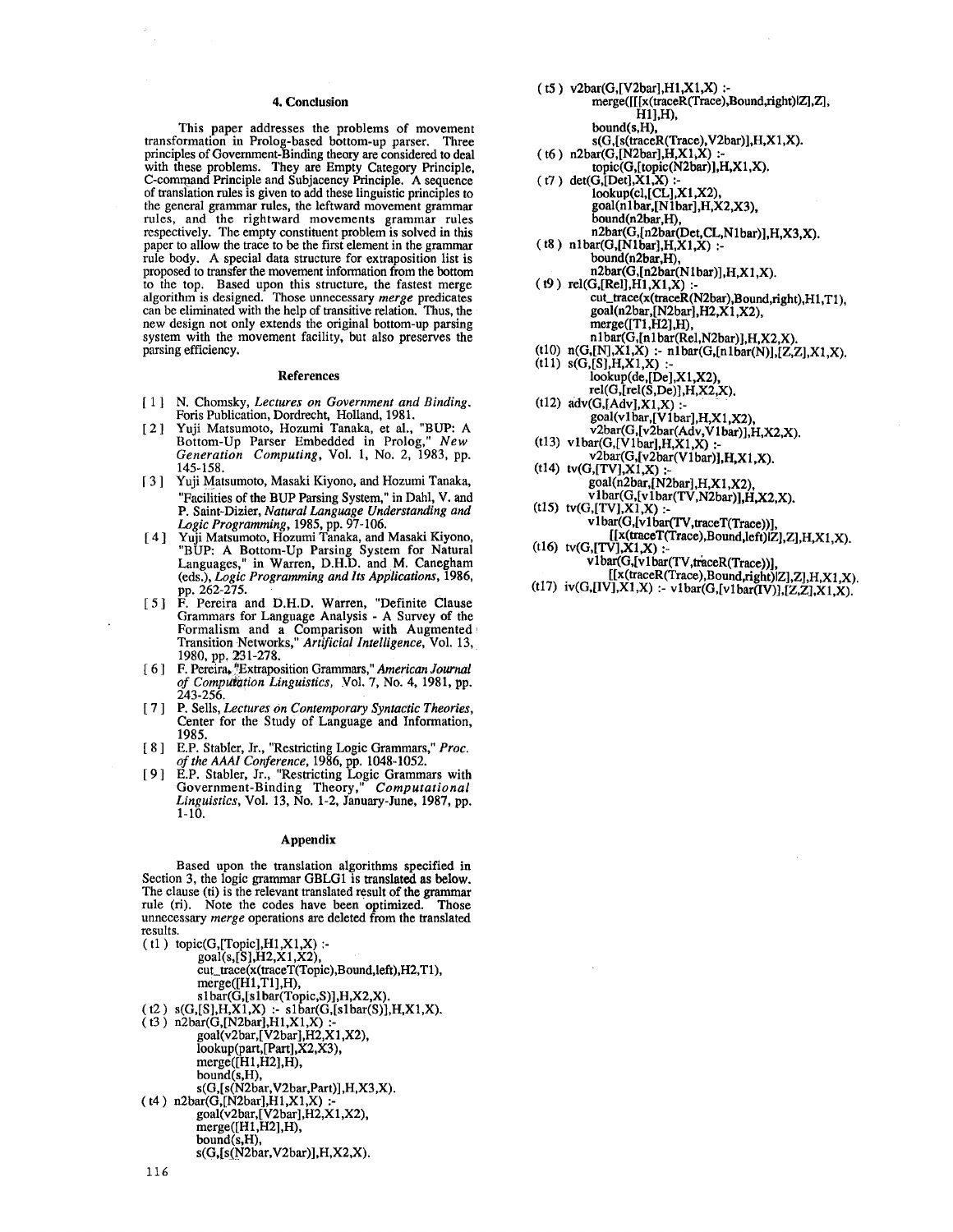## 4. Conclusion

This paper addresses the problems of movement transformation in Prolog-based bottom-up parser. Three principles of Government-Binding theory are considered to deal with these problems. They are Empty Category Principle, C-command Principle and Subjacency Principle. A sequence of translation rules is given to add these linguistic principles to the general grammar rules, the leftward movement grammar rules, and the rightward movements grammar rules respectively. The empty constituent problem is solved in this paper to allow the trace to be the first element in the grammar rule body. A special data structure for extraposition list is proposed to transfer the movement information from the bottom to the top. Based upon this structure, the fastest merge algorithm is designed. Those unnecessary *merge* predicates can be eliminated with the help of transitive relation. Thus, the new design not only extends the original bottom-up parsing system with the movement facility, but also preserves the parsing efficiency.

## References

[1] N. Chomsky, *Lectures on Government and Binding*. Foris Publication, Dordrecht, Holland, 1981.

[2] Yuji Matsumoto, Hozumi Tanaka, et al., "BUP: A Bottom-Up Parser Embedded in Prolog," *New Generation Computing*, Vol. 1, No. 2, 1983, pp. 145-158.

[3] Yuji Matsumoto, Masaki Kiyono, and Hozumi Tanaka, "Facilities of the BUP Parsing System," in Dahl, V. and P. Saint-Dizier, *Natural Language Understanding and Logic Programming*, 1985, pp. 97-106.

[4] Yuji Matsumoto, Hozumi Tanaka, and Masaki Kiyono, "BUP: A Bottom-Up Parsing System for Natural Languages," in Warren, D.H.D. and M. Canegham (eds.), *Logic Programming and Its Applications*, 1986, pp. 262-275.

[5] F. Pereira and D.H.D. Warren, "Definite Clause Grammars for Language Analysis - A Survey of the Formalism and a Comparison with Augmented Transition Networks," *Artificial Intelligence*, Vol. 13, 1980, pp. 231-278.

[6] F. Pereira, "Extraposition Grammars," *American Journal of Computation Linguistics*, Vol. 7, No. 4, 1981, pp. 243-256.

[7] P. Sells, *Lectures on Contemporary Syntactic Theories*, Center for the Study of Language and Information, 1985.

[8] E.P. Stabler, Jr., "Restricting Logic Grammars," *Proc. of the AAAI Conference*, 1986, pp. 1048-1052.

[9] E.P. Stabler, Jr., "Restricting Logic Grammars with Government-Binding Theory," *Computational Linguistics*, Vol. 13, No. 1-2, January-June, 1987, pp. 1-10.

## Appendix

Based upon the translation algorithms specified in Section 3, the logic grammar GBLG1 is translated as below. The clause (ti) is the relevant translated result of the grammar rule (ri). Note the codes have been optimized. Those unnecessary *merge* operations are deleted from the translated results.

```
(t1) topic(G,[Topic],H1,X1,X) :-
        goal(s,[S],H2,X1,X2),
        cut_trace(x(traceT(Topic),Bound,left),H2,T1),
        merge([H1,T1],H),
        s1bar(G,[s1bar(Topic,S)],H,X2,X).
(t2) s(G,[S],H,X1,X) :- s1bar(G,[s1bar(S)],H,X1,X).
(t3) n2bar(G,[N2bar],H1,X1,X) :-
        goal(v2bar,[V2bar],H2,X1,X2),
        lookup(part,[Part],X2,X3),
        merge([H1,H2],H),
        bound(s,H),
        s(G,[s(N2bar,V2bar,Part)],H,X3,X).
(t4) n2bar(G,[N2bar],H1,X1,X) :-
        goal(v2bar,[V2bar],H2,X1,X2),
        merge([H1,H2],H),
        bound(s,H),
        s(G,[s(N2bar,V2bar)],H,X2,X).
(t5) v2bar(G,[V2bar],H1,X1,X) :-
        merge([[[x(traceR(Trace),Bound,right)|Z],Z],
              H1],H),
        bound(s,H),
        s(G,[s(traceR(Trace),V2bar)],H,X1,X).
(t6) n2bar(G,[N2bar],H,X1,X) :-
        topic(G,[topic(N2bar)],H,X1,X).
(t7) det(G,[Det],X1,X) :-
        lookup(cl,[CL],X1,X2),
        goal(n1bar,[N1bar],H,X2,X3),
        bound(n2bar,H),
        n2bar(G,[n2bar(Det,CL,N1bar)],H,X3,X).
(t8) n1bar(G,[N1bar],H,X1,X) :-
        bound(n2bar,H),
        n2bar(G,[n2bar(N1bar)],H,X1,X).
(t9) rel(G,[Rel],H1,X1,X) :-
        cut_trace(x(traceR(N2bar),Bound,right),H1,T1),
        goal(n2bar,[N2bar],H2,X1,X2),
        merge([T1,H2],H),
        n1bar(G,[n1bar(Rel,N2bar)],H,X2,X).
(t10) n(G,[N],X1,X) :- n1bar(G,[n1bar(N)],[Z,Z],X1,X).
(t11) s(G,[S],H,X1,X) :-
        lookup(de,[De],X1,X2),
        rel(G,[rel(S,De)],H,X2,X).
(t12) adv(G,[Adv],X1,X) :-
        goal(v1bar,[V1bar],H,X1,X2),
        v2bar(G,[v2bar(Adv,V1bar)],H,X2,X).
(t13) v1bar(G,[V1bar],H,X1,X) :-
        v2bar(G,[v2bar(V1bar)],H,X1,X).
(t14) tv(G,[TV],X1,X) :-
        goal(n2bar,[N2bar],H,X1,X2),
        v1bar(G,[v1bar(TV,N2bar)],H,X2,X).
(t15) tv(G,[TV],X1,X) :-
        v1bar(G,[v1bar(TV,traceT(Trace))],
              [[x(traceT(Trace),Bound,left)|Z],Z],H,X1,X).
(t16) tv(G,[TV],X1,X) :-
        v1bar(G,[v1bar(TV,traceR(Trace))],
              [[x(traceR(Trace),Bound,right)|Z],Z],H,X1,X).
(t17) iv(G,[IV],X1,X) :- v1bar(G,[v1bar(IV)],[Z,Z],X1,X).
```